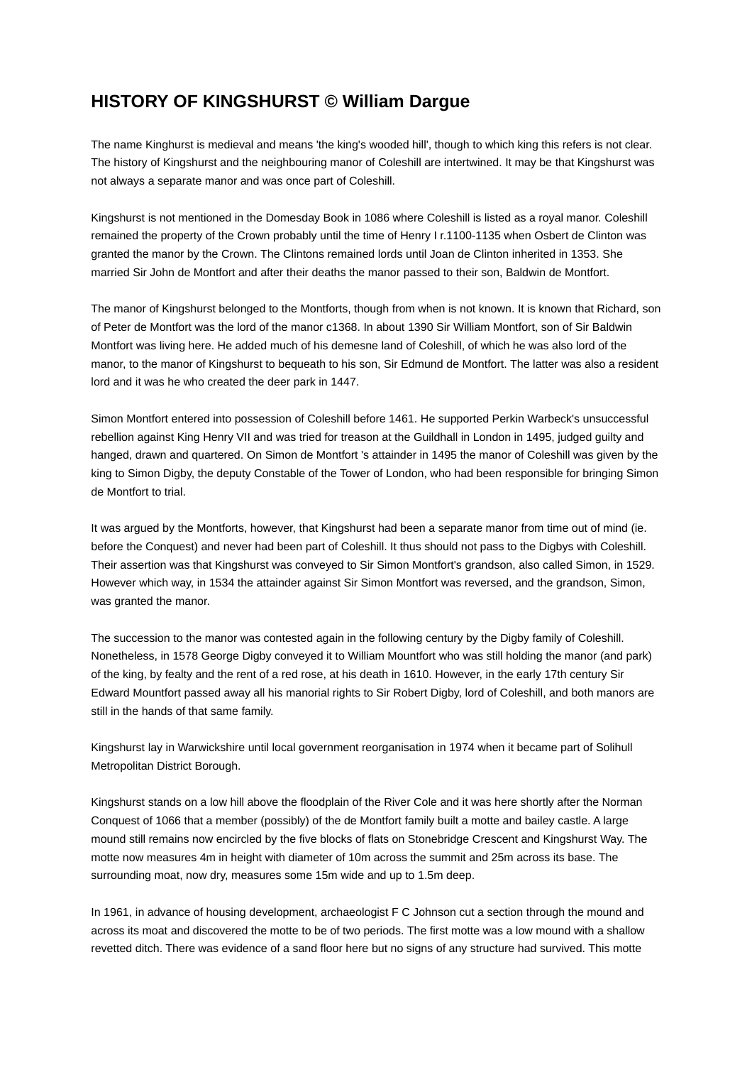# HISTORY OF KINGSHURST © William Dargue

The name Kinghurst is medieval and means 'the king's wooded hill', though to which king this refers is not clear. The history of Kingshurst and the neighbouring manor of Coleshill are intertwined. It may be that Kingshurst was not always a separate manor and was once part of Coleshill.

Kingshurst is not mentioned in the Domesday Book in 1086 where Coleshill is listed as a royal manor. Coleshill remained the property of the Crown probably until the time of Henry I r.1100-1135 when Osbert de Clinton was granted the manor by the Crown. The Clintons remained lords until Joan de Clinton inherited in 1353. She married Sir John de Montfort and after their deaths the manor passed to their son, Baldwin de Montfort.

The manor of Kingshurst belonged to the Montforts, though from when is not known. It is known that Richard, son of Peter de Montfort was the lord of the manor c1368. In about 1390 Sir William Montfort, son of Sir Baldwin Montfort was living here. He added much of his demesne land of Coleshill, of which he was also lord of the manor, to the manor of Kingshurst to bequeath to his son, Sir Edmund de Montfort. The latter was also a resident lord and it was he who created the deer park in 1447.

Simon Montfort entered into possession of Coleshill before 1461. He supported Perkin Warbeck's unsuccessful rebellion against King Henry VII and was tried for treason at the Guildhall in London in 1495, judged guilty and hanged, drawn and quartered. On Simon de Montfort 's attainder in 1495 the manor of Coleshill was given by the king to Simon Digby, the deputy Constable of the Tower of London, who had been responsible for bringing Simon de Montfort to trial.

It was argued by the Montforts, however, that Kingshurst had been a separate manor from time out of mind (ie. before the Conquest) and never had been part of Coleshill. It thus should not pass to the Digbys with Coleshill. Their assertion was that Kingshurst was conveyed to Sir Simon Montfort's grandson, also called Simon, in 1529. However which way, in 1534 the attainder against Sir Simon Montfort was reversed, and the grandson, Simon, was granted the manor.

The succession to the manor was contested again in the following century by the Digby family of Coleshill. Nonetheless, in 1578 George Digby conveyed it to William Mountfort who was still holding the manor (and park) of the king, by fealty and the rent of a red rose, at his death in 1610. However, in the early 17th century Sir Edward Mountfort passed away all his manorial rights to Sir Robert Digby, lord of Coleshill, and both manors are still in the hands of that same family.

Kingshurst lay in Warwickshire until local government reorganisation in 1974 when it became part of Solihull Metropolitan District Borough.

Kingshurst stands on a low hill above the floodplain of the River Cole and it was here shortly after the Norman Conquest of 1066 that a member (possibly) of the de Montfort family built a motte and bailey castle. A large mound still remains now encircled by the five blocks of flats on Stonebridge Crescent and Kingshurst Way. The motte now measures 4m in height with diameter of 10m across the summit and 25m across its base. The surrounding moat, now dry, measures some 15m wide and up to 1.5m deep.

In 1961, in advance of housing development, archaeologist F C Johnson cut a section through the mound and across its moat and discovered the motte to be of two periods. The first motte was a low mound with a shallow revetted ditch. There was evidence of a sand floor here but no signs of any structure had survived. This motte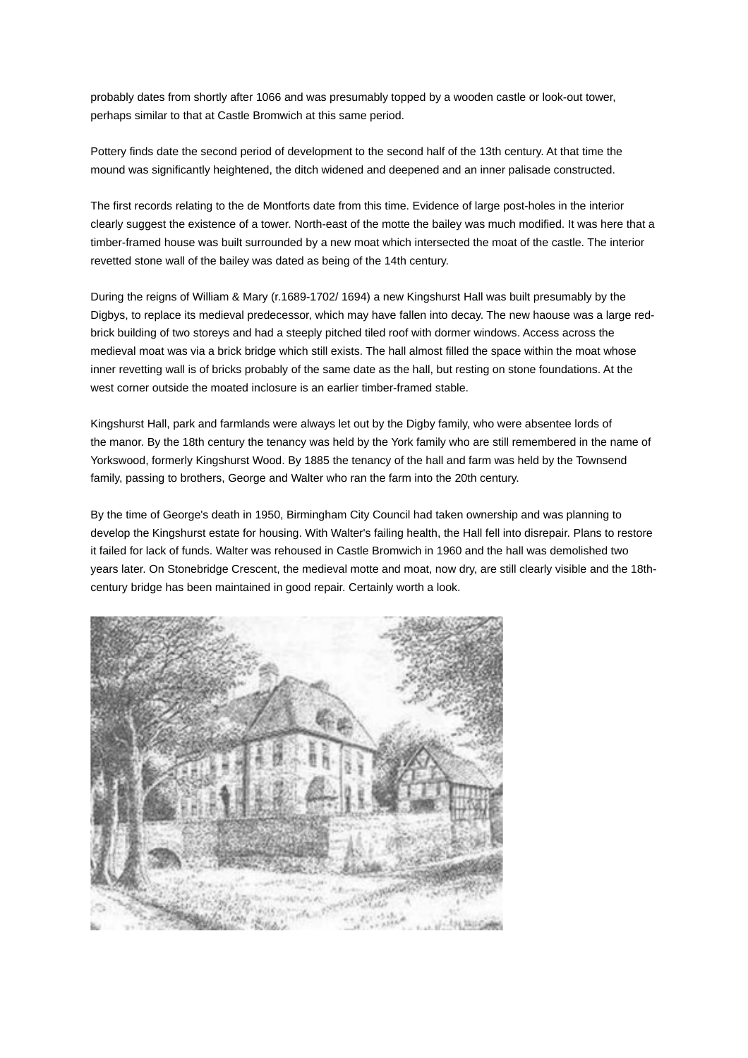probably dates from shortly after 1066 and was presumably topped by a wooden castle or look-out tower, perhaps similar to that at Castle Bromwich at this same period.

Pottery finds date the second period of development to the second half of the 13th century. At that time the mound was significantly heightened, the ditch widened and deepened and an inner palisade constructed.

The first records relating to the de Montforts date from this time. Evidence of large post-holes in the interior clearly suggest the existence of a tower. North-east of the motte the bailey was much modified. It was here that a timber-framed house was built surrounded by a new moat which intersected the moat of the castle. The interior revetted stone wall of the bailey was dated as being of the 14th century.

During the reigns of William & Mary (r.1689-1702/ 1694) a new Kingshurst Hall was built presumably by the Digbys, to replace its medieval predecessor, which may have fallen into decay. The new haouse was a large red-brick building of two storeys and had a steeply pitched tiled roof with dormer windows. Access across the medieval moat was via a brick bridge which still exists. The hall almost filled the space within the moat whose inner revetting wall is of bricks probably of the same date as the hall, but resting on stone foundations. At the west corner outside the moated inclosure is an earlier timber-framed stable.

Kingshurst Hall, park and farmlands were always let out by the Digby family, who were absentee lords of the manor. By the 18th century the tenancy was held by the York family who are still remembered in the name of Yorkswood, formerly Kingshurst Wood. By 1885 the tenancy of the hall and farm was held by the Townsend family, passing to brothers, George and Walter who ran the farm into the 20th century.

By the time of George's death in 1950, Birmingham City Council had taken ownership and was planning to develop the Kingshurst estate for housing. With Walter's failing health, the Hall fell into disrepair. Plans to restore it failed for lack of funds. Walter was rehoused in Castle Bromwich in 1960 and the hall was demolished two years later. On Stonebridge Crescent, the medieval motte and moat, now dry, are still clearly visible and the 18th-century bridge has been maintained in good repair. Certainly worth a look.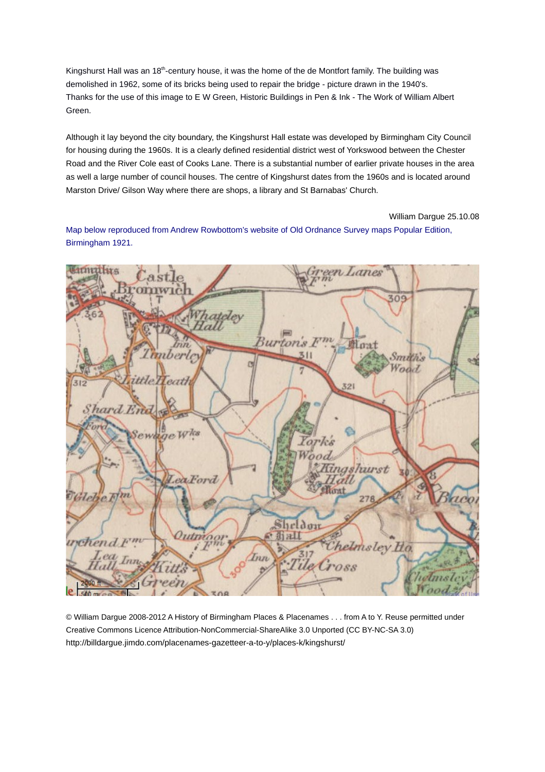Kingshurst Hall was an 18th-century house, it was the home of the de Montfort family. The building was demolished in 1962, some of its bricks being used to repair the bridge - picture drawn in the 1940's. Thanks for the use of this image to E W Green, Historic Buildings in Pen & Ink - The Work of William Albert Green.

Although it lay beyond the city boundary, the Kingshurst Hall estate was developed by Birmingham City Council for housing during the 1960s. It is a clearly defined residential district west of Yorkswood between the Chester Road and the River Cole east of Cooks Lane. There is a substantial number of earlier private houses in the area as well a large number of council houses. The centre of Kingshurst dates from the 1960s and is located around Marston Drive/ Gilson Way where there are shops, a library and St Barnabas' Church.

William Dargue 25.10.08

Map below reproduced from Andrew Rowbottom's website of Old Ordnance Survey maps Popular Edition, Birmingham 1921.

© William Dargue 2008-2012 A History of Birmingham Places & Placenames . . . from A to Y. Reuse permitted under Creative Commons Licence Attribution-NonCommercial-ShareAlike 3.0 Unported (CC BY-NC-SA 3.0) http://billdargue.jimdo.com/placenames-gazetteer-a-to-y/places-k/kingshurst/